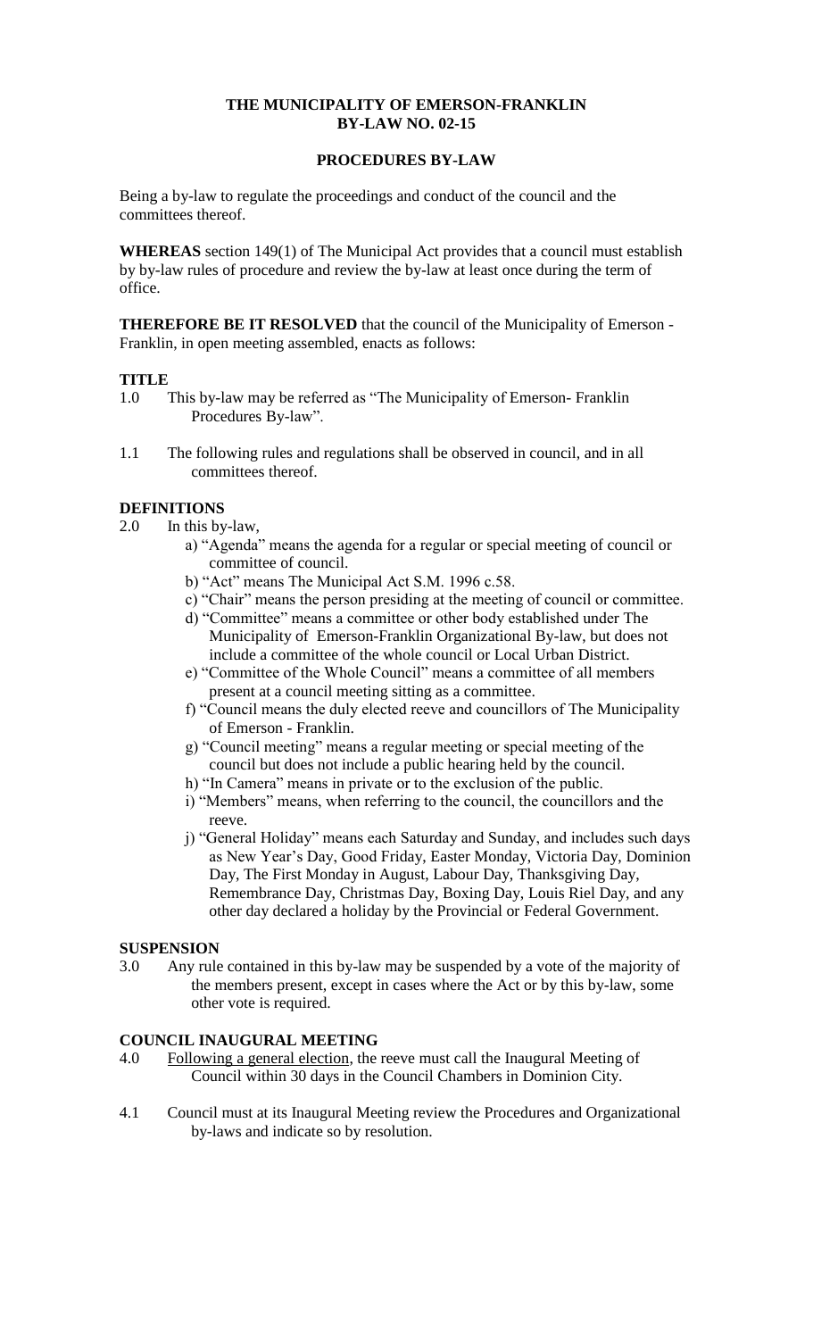**THE MUNICIPALITY OF EMERSON-FRANKLIN**
**BY-LAW NO. 02-15**

**PROCEDURES BY-LAW**

Being a by-law to regulate the proceedings and conduct of the council and the committees thereof.

**WHEREAS** section 149(1) of The Municipal Act provides that a council must establish by by-law rules of procedure and review the by-law at least once during the term of office.

**THEREFORE BE IT RESOLVED** that the council of the Municipality of Emerson - Franklin, in open meeting assembled, enacts as follows:

**TITLE**

1.0 This by-law may be referred as "The Municipality of Emerson- Franklin Procedures By-law".

1.1 The following rules and regulations shall be observed in council, and in all committees thereof.

**DEFINITIONS**

2.0 In this by-law,

a) "Agenda" means the agenda for a regular or special meeting of council or committee of council.
b) "Act" means The Municipal Act S.M. 1996 c.58.
c) "Chair" means the person presiding at the meeting of council or committee.
d) "Committee" means a committee or other body established under The Municipality of Emerson-Franklin Organizational By-law, but does not include a committee of the whole council or Local Urban District.
e) "Committee of the Whole Council" means a committee of all members present at a council meeting sitting as a committee.
f) "Council means the duly elected reeve and councillors of The Municipality of Emerson - Franklin.
g) "Council meeting" means a regular meeting or special meeting of the council but does not include a public hearing held by the council.
h) "In Camera" means in private or to the exclusion of the public.
i) "Members" means, when referring to the council, the councillors and the reeve.
j) "General Holiday" means each Saturday and Sunday, and includes such days as New Year's Day, Good Friday, Easter Monday, Victoria Day, Dominion Day, The First Monday in August, Labour Day, Thanksgiving Day, Remembrance Day, Christmas Day, Boxing Day, Louis Riel Day, and any other day declared a holiday by the Provincial or Federal Government.

**SUSPENSION**

3.0 Any rule contained in this by-law may be suspended by a vote of the majority of the members present, except in cases where the Act or by this by-law, some other vote is required.

**COUNCIL INAUGURAL MEETING**

4.0 Following a general election, the reeve must call the Inaugural Meeting of Council within 30 days in the Council Chambers in Dominion City.

4.1 Council must at its Inaugural Meeting review the Procedures and Organizational by-laws and indicate so by resolution.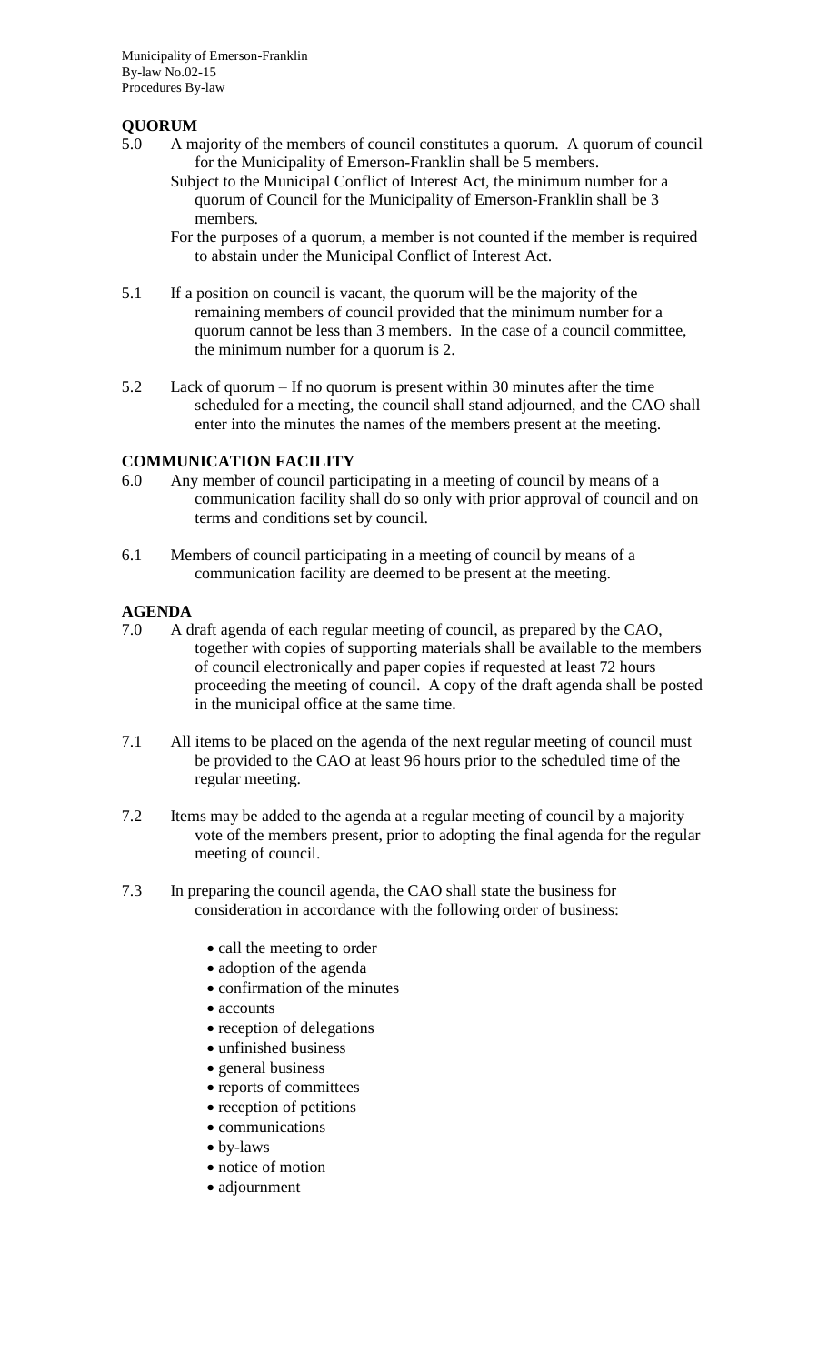**QUORUM**

5.0 A majority of the members of council constitutes a quorum. A quorum of council for the Municipality of Emerson-Franklin shall be 5 members.

Subject to the Municipal Conflict of Interest Act, the minimum number for a quorum of Council for the Municipality of Emerson-Franklin shall be 3 members.

For the purposes of a quorum, a member is not counted if the member is required to abstain under the Municipal Conflict of Interest Act.

5.1 If a position on council is vacant, the quorum will be the majority of the remaining members of council provided that the minimum number for a quorum cannot be less than 3 members. In the case of a council committee, the minimum number for a quorum is 2.

5.2 Lack of quorum – If no quorum is present within 30 minutes after the time scheduled for a meeting, the council shall stand adjourned, and the CAO shall enter into the minutes the names of the members present at the meeting.

**COMMUNICATION FACILITY**

6.0 Any member of council participating in a meeting of council by means of a communication facility shall do so only with prior approval of council and on terms and conditions set by council.

6.1 Members of council participating in a meeting of council by means of a communication facility are deemed to be present at the meeting.

**AGENDA**

7.0 A draft agenda of each regular meeting of council, as prepared by the CAO, together with copies of supporting materials shall be available to the members of council electronically and paper copies if requested at least 72 hours proceeding the meeting of council. A copy of the draft agenda shall be posted in the municipal office at the same time.

7.1 All items to be placed on the agenda of the next regular meeting of council must be provided to the CAO at least 96 hours prior to the scheduled time of the regular meeting.

7.2 Items may be added to the agenda at a regular meeting of council by a majority vote of the members present, prior to adopting the final agenda for the regular meeting of council.

7.3 In preparing the council agenda, the CAO shall state the business for consideration in accordance with the following order of business:

- call the meeting to order
- adoption of the agenda
- confirmation of the minutes
- accounts
- reception of delegations
- unfinished business
- general business
- reports of committees
- reception of petitions
- communications
- by-laws
- notice of motion
- adjournment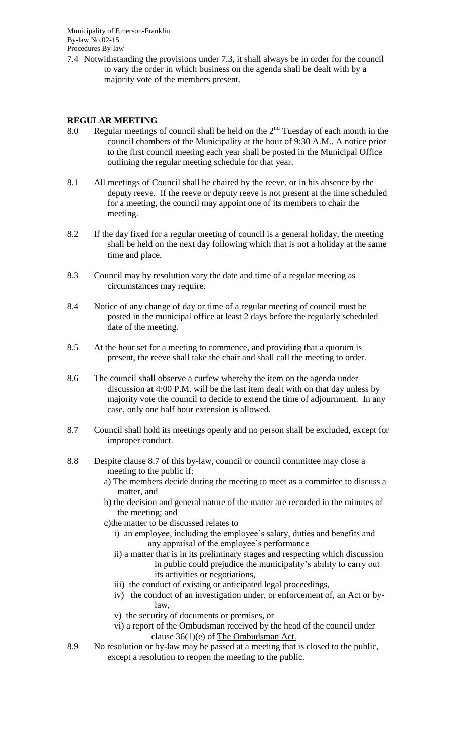7.4 Notwithstanding the provisions under 7.3, it shall always be in order for the council to vary the order in which business on the agenda shall be dealt with by a majority vote of the members present.

**REGULAR MEETING**

8.0 Regular meetings of council shall be held on the 2nd Tuesday of each month in the council chambers of the Municipality at the hour of 9:30 A.M.. A notice prior to the first council meeting each year shall be posted in the Municipal Office outlining the regular meeting schedule for that year.

8.1 All meetings of Council shall be chaired by the reeve, or in his absence by the deputy reeve. If the reeve or deputy reeve is not present at the time scheduled for a meeting, the council may appoint one of its members to chair the meeting.

8.2 If the day fixed for a regular meeting of council is a general holiday, the meeting shall be held on the next day following which that is not a holiday at the same time and place.

8.3 Council may by resolution vary the date and time of a regular meeting as circumstances may require.

8.4 Notice of any change of day or time of a regular meeting of council must be posted in the municipal office at least 2 days before the regularly scheduled date of the meeting.

8.5 At the hour set for a meeting to commence, and providing that a quorum is present, the reeve shall take the chair and shall call the meeting to order.

8.6 The council shall observe a curfew whereby the item on the agenda under discussion at 4:00 P.M. will be the last item dealt with on that day unless by majority vote the council to decide to extend the time of adjournment. In any case, only one half hour extension is allowed.

8.7 Council shall hold its meetings openly and no person shall be excluded, except for improper conduct.

8.8 Despite clause 8.7 of this by-law, council or council committee may close a meeting to the public if:

a) The members decide during the meeting to meet as a committee to discuss a matter, and

b) the decision and general nature of the matter are recorded in the minutes of the meeting; and

c)the matter to be discussed relates to

i) an employee, including the employee's salary, duties and benefits and any appraisal of the employee's performance

ii) a matter that is in its preliminary stages and respecting which discussion in public could prejudice the municipality's ability to carry out its activities or negotiations,

iii) the conduct of existing or anticipated legal proceedings,

iv) the conduct of an investigation under, or enforcement of, an Act or by-law,

v) the security of documents or premises, or

vi) a report of the Ombudsman received by the head of the council under clause 36(1)(e) of The Ombudsman Act.

8.9 No resolution or by-law may be passed at a meeting that is closed to the public, except a resolution to reopen the meeting to the public.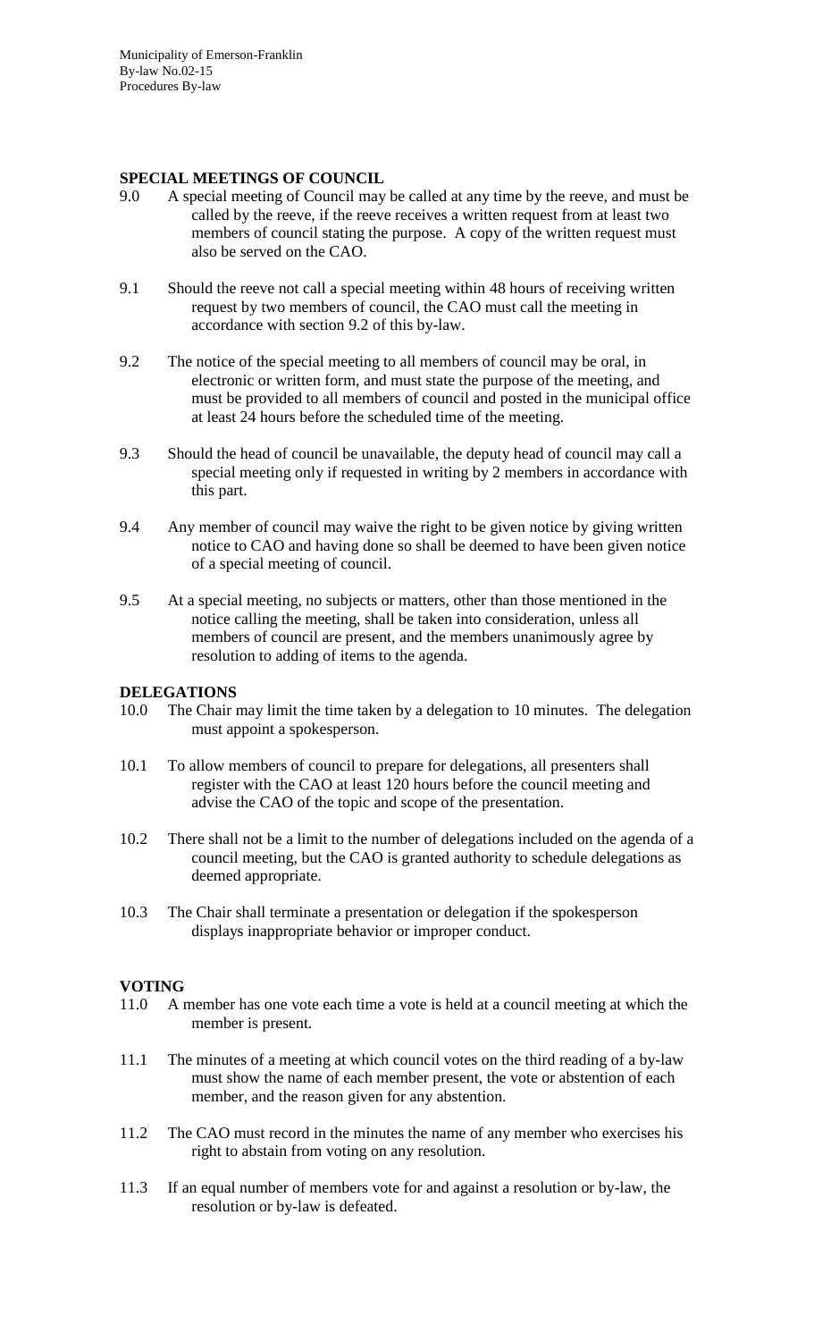## SPECIAL MEETINGS OF COUNCIL

9.0 A special meeting of Council may be called at any time by the reeve, and must be called by the reeve, if the reeve receives a written request from at least two members of council stating the purpose. A copy of the written request must also be served on the CAO.

9.1 Should the reeve not call a special meeting within 48 hours of receiving written request by two members of council, the CAO must call the meeting in accordance with section 9.2 of this by-law.

9.2 The notice of the special meeting to all members of council may be oral, in electronic or written form, and must state the purpose of the meeting, and must be provided to all members of council and posted in the municipal office at least 24 hours before the scheduled time of the meeting.

9.3 Should the head of council be unavailable, the deputy head of council may call a special meeting only if requested in writing by 2 members in accordance with this part.

9.4 Any member of council may waive the right to be given notice by giving written notice to CAO and having done so shall be deemed to have been given notice of a special meeting of council.

9.5 At a special meeting, no subjects or matters, other than those mentioned in the notice calling the meeting, shall be taken into consideration, unless all members of council are present, and the members unanimously agree by resolution to adding of items to the agenda.

## DELEGATIONS

10.0 The Chair may limit the time taken by a delegation to 10 minutes. The delegation must appoint a spokesperson.

10.1 To allow members of council to prepare for delegations, all presenters shall register with the CAO at least 120 hours before the council meeting and advise the CAO of the topic and scope of the presentation.

10.2 There shall not be a limit to the number of delegations included on the agenda of a council meeting, but the CAO is granted authority to schedule delegations as deemed appropriate.

10.3 The Chair shall terminate a presentation or delegation if the spokesperson displays inappropriate behavior or improper conduct.

## VOTING

11.0 A member has one vote each time a vote is held at a council meeting at which the member is present.

11.1 The minutes of a meeting at which council votes on the third reading of a by-law must show the name of each member present, the vote or abstention of each member, and the reason given for any abstention.

11.2 The CAO must record in the minutes the name of any member who exercises his right to abstain from voting on any resolution.

11.3 If an equal number of members vote for and against a resolution or by-law, the resolution or by-law is defeated.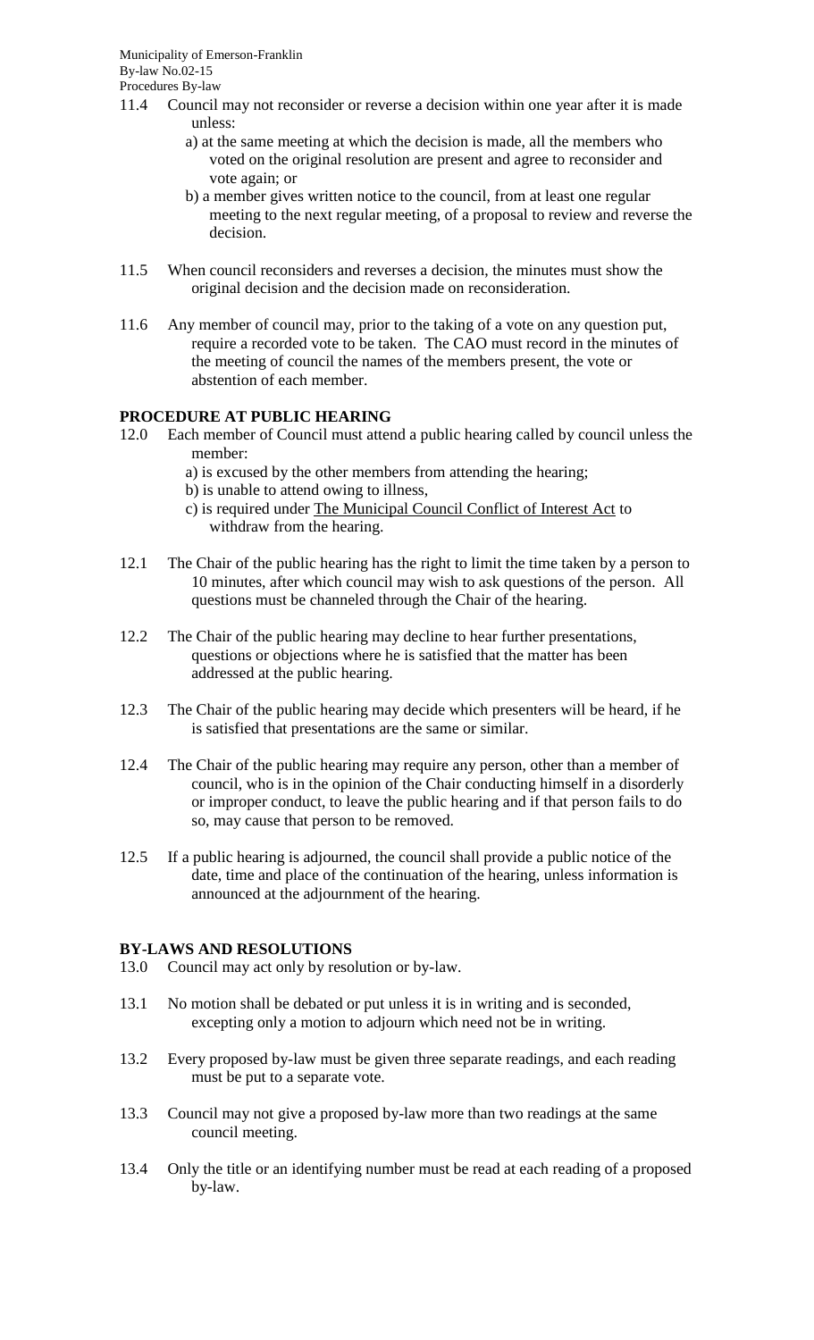11.4 Council may not reconsider or reverse a decision within one year after it is made unless:

a) at the same meeting at which the decision is made, all the members who voted on the original resolution are present and agree to reconsider and vote again; or

b) a member gives written notice to the council, from at least one regular meeting to the next regular meeting, of a proposal to review and reverse the decision.

11.5 When council reconsiders and reverses a decision, the minutes must show the original decision and the decision made on reconsideration.

11.6 Any member of council may, prior to the taking of a vote on any question put, require a recorded vote to be taken. The CAO must record in the minutes of the meeting of council the names of the members present, the vote or abstention of each member.

**PROCEDURE AT PUBLIC HEARING**

12.0 Each member of Council must attend a public hearing called by council unless the member:

a) is excused by the other members from attending the hearing;

b) is unable to attend owing to illness,

c) is required under The Municipal Council Conflict of Interest Act to withdraw from the hearing.

12.1 The Chair of the public hearing has the right to limit the time taken by a person to 10 minutes, after which council may wish to ask questions of the person. All questions must be channeled through the Chair of the hearing.

12.2 The Chair of the public hearing may decline to hear further presentations, questions or objections where he is satisfied that the matter has been addressed at the public hearing.

12.3 The Chair of the public hearing may decide which presenters will be heard, if he is satisfied that presentations are the same or similar.

12.4 The Chair of the public hearing may require any person, other than a member of council, who is in the opinion of the Chair conducting himself in a disorderly or improper conduct, to leave the public hearing and if that person fails to do so, may cause that person to be removed.

12.5 If a public hearing is adjourned, the council shall provide a public notice of the date, time and place of the continuation of the hearing, unless information is announced at the adjournment of the hearing.

**BY-LAWS AND RESOLUTIONS**

13.0 Council may act only by resolution or by-law.

13.1 No motion shall be debated or put unless it is in writing and is seconded, excepting only a motion to adjourn which need not be in writing.

13.2 Every proposed by-law must be given three separate readings, and each reading must be put to a separate vote.

13.3 Council may not give a proposed by-law more than two readings at the same council meeting.

13.4 Only the title or an identifying number must be read at each reading of a proposed by-law.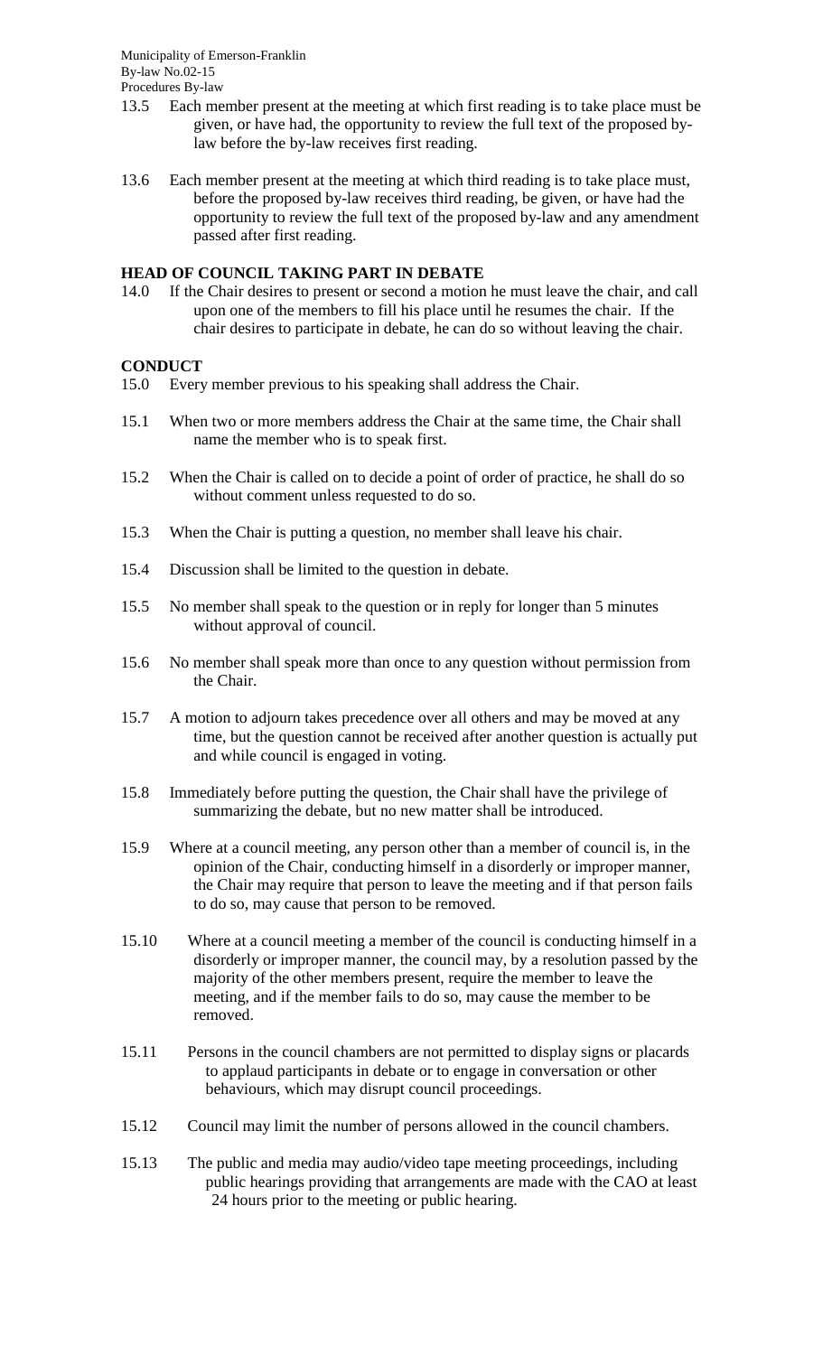13.5 Each member present at the meeting at which first reading is to take place must be given, or have had, the opportunity to review the full text of the proposed by-law before the by-law receives first reading.

13.6 Each member present at the meeting at which third reading is to take place must, before the proposed by-law receives third reading, be given, or have had the opportunity to review the full text of the proposed by-law and any amendment passed after first reading.

**HEAD OF COUNCIL TAKING PART IN DEBATE**

14.0 If the Chair desires to present or second a motion he must leave the chair, and call upon one of the members to fill his place until he resumes the chair. If the chair desires to participate in debate, he can do so without leaving the chair.

**CONDUCT**

15.0 Every member previous to his speaking shall address the Chair.

15.1 When two or more members address the Chair at the same time, the Chair shall name the member who is to speak first.

15.2 When the Chair is called on to decide a point of order of practice, he shall do so without comment unless requested to do so.

15.3 When the Chair is putting a question, no member shall leave his chair.

15.4 Discussion shall be limited to the question in debate.

15.5 No member shall speak to the question or in reply for longer than 5 minutes without approval of council.

15.6 No member shall speak more than once to any question without permission from the Chair.

15.7 A motion to adjourn takes precedence over all others and may be moved at any time, but the question cannot be received after another question is actually put and while council is engaged in voting.

15.8 Immediately before putting the question, the Chair shall have the privilege of summarizing the debate, but no new matter shall be introduced.

15.9 Where at a council meeting, any person other than a member of council is, in the opinion of the Chair, conducting himself in a disorderly or improper manner, the Chair may require that person to leave the meeting and if that person fails to do so, may cause that person to be removed.

15.10 Where at a council meeting a member of the council is conducting himself in a disorderly or improper manner, the council may, by a resolution passed by the majority of the other members present, require the member to leave the meeting, and if the member fails to do so, may cause the member to be removed.

15.11 Persons in the council chambers are not permitted to display signs or placards to applaud participants in debate or to engage in conversation or other behaviours, which may disrupt council proceedings.

15.12 Council may limit the number of persons allowed in the council chambers.

15.13 The public and media may audio/video tape meeting proceedings, including public hearings providing that arrangements are made with the CAO at least 24 hours prior to the meeting or public hearing.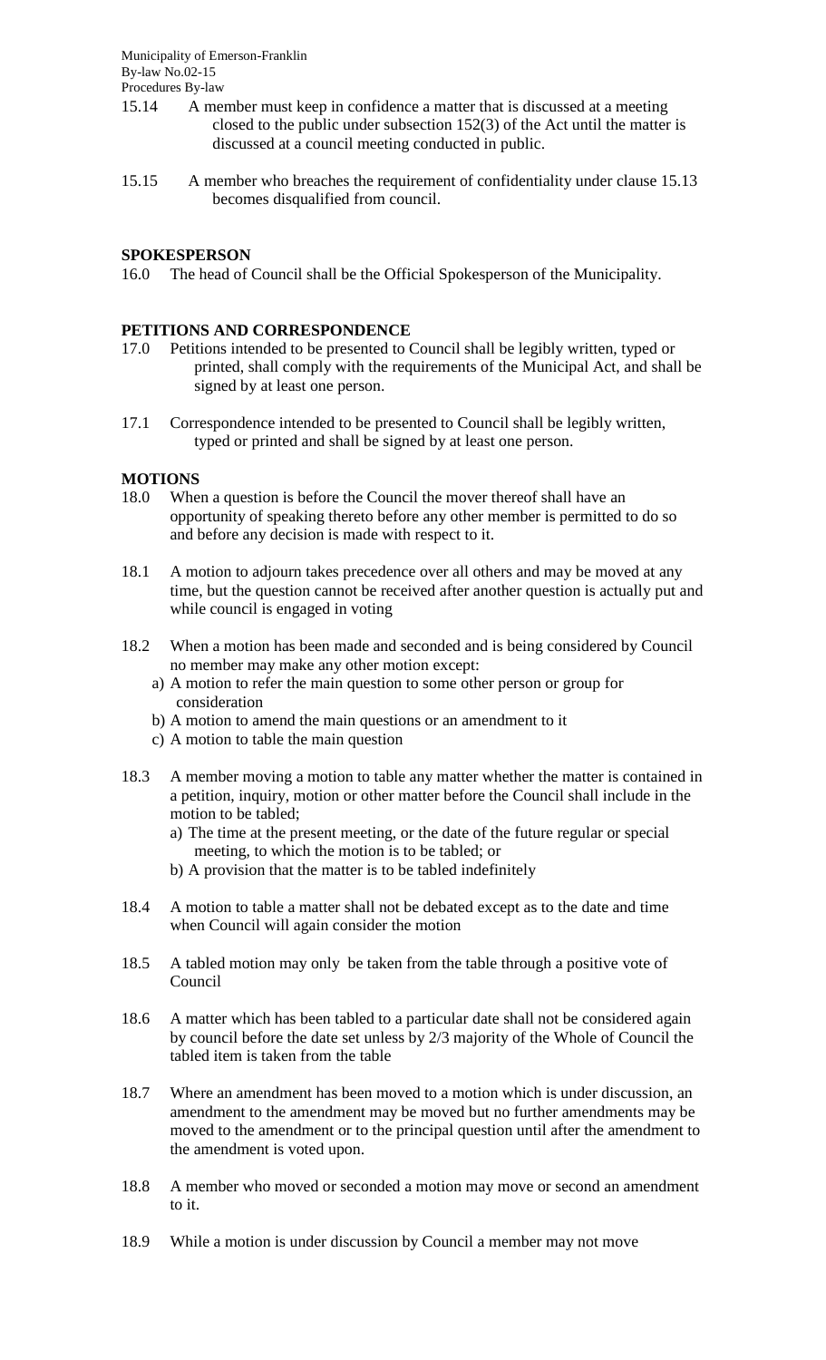15.14 A member must keep in confidence a matter that is discussed at a meeting closed to the public under subsection 152(3) of the Act until the matter is discussed at a council meeting conducted in public.

15.15 A member who breaches the requirement of confidentiality under clause 15.13 becomes disqualified from council.

**SPOKESPERSON**

16.0 The head of Council shall be the Official Spokesperson of the Municipality.

**PETITIONS AND CORRESPONDENCE**

17.0 Petitions intended to be presented to Council shall be legibly written, typed or printed, shall comply with the requirements of the Municipal Act, and shall be signed by at least one person.

17.1 Correspondence intended to be presented to Council shall be legibly written, typed or printed and shall be signed by at least one person.

**MOTIONS**

18.0 When a question is before the Council the mover thereof shall have an opportunity of speaking thereto before any other member is permitted to do so and before any decision is made with respect to it.

18.1 A motion to adjourn takes precedence over all others and may be moved at any time, but the question cannot be received after another question is actually put and while council is engaged in voting

18.2 When a motion has been made and seconded and is being considered by Council no member may make any other motion except:

a) A motion to refer the main question to some other person or group for consideration
b) A motion to amend the main questions or an amendment to it
c) A motion to table the main question

18.3 A member moving a motion to table any matter whether the matter is contained in a petition, inquiry, motion or other matter before the Council shall include in the motion to be tabled;

a) The time at the present meeting, or the date of the future regular or special meeting, to which the motion is to be tabled; or
b) A provision that the matter is to be tabled indefinitely

18.4 A motion to table a matter shall not be debated except as to the date and time when Council will again consider the motion

18.5 A tabled motion may only be taken from the table through a positive vote of Council

18.6 A matter which has been tabled to a particular date shall not be considered again by council before the date set unless by 2/3 majority of the Whole of Council the tabled item is taken from the table

18.7 Where an amendment has been moved to a motion which is under discussion, an amendment to the amendment may be moved but no further amendments may be moved to the amendment or to the principal question until after the amendment to the amendment is voted upon.

18.8 A member who moved or seconded a motion may move or second an amendment to it.

18.9 While a motion is under discussion by Council a member may not move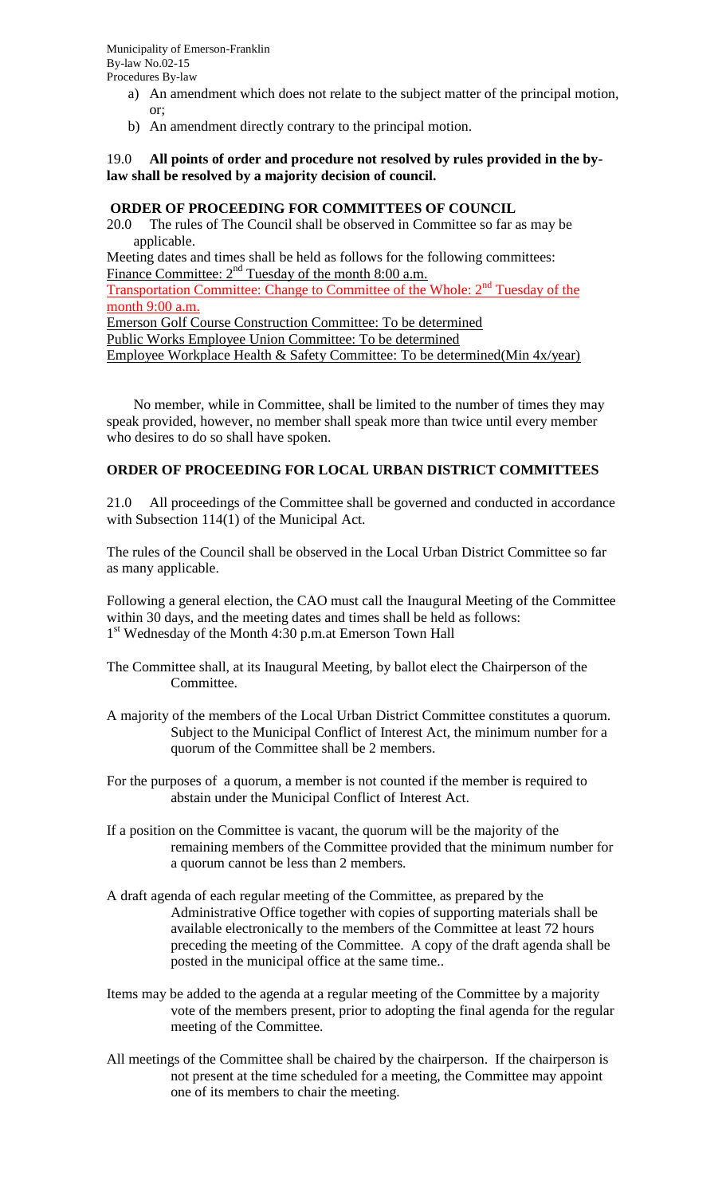a) An amendment which does not relate to the subject matter of the principal motion, or;
b) An amendment directly contrary to the principal motion.

19.0 **All points of order and procedure not resolved by rules provided in the by-law shall be resolved by a majority decision of council.**

## ORDER OF PROCEEDING FOR COMMITTEES OF COUNCIL

20.0 The rules of The Council shall be observed in Committee so far as may be applicable.

Meeting dates and times shall be held as follows for the following committees:
Finance Committee: 2nd Tuesday of the month 8:00 a.m.
Transportation Committee: Change to Committee of the Whole: 2nd Tuesday of the month 9:00 a.m.
Emerson Golf Course Construction Committee: To be determined
Public Works Employee Union Committee: To be determined
Employee Workplace Health & Safety Committee: To be determined(Min 4x/year)

No member, while in Committee, shall be limited to the number of times they may speak provided, however, no member shall speak more than twice until every member who desires to do so shall have spoken.

## ORDER OF PROCEEDING FOR LOCAL URBAN DISTRICT COMMITTEES

21.0 All proceedings of the Committee shall be governed and conducted in accordance with Subsection 114(1) of the Municipal Act.

The rules of the Council shall be observed in the Local Urban District Committee so far as many applicable.

Following a general election, the CAO must call the Inaugural Meeting of the Committee within 30 days, and the meeting dates and times shall be held as follows:
1st Wednesday of the Month 4:30 p.m.at Emerson Town Hall

The Committee shall, at its Inaugural Meeting, by ballot elect the Chairperson of the Committee.

A majority of the members of the Local Urban District Committee constitutes a quorum. Subject to the Municipal Conflict of Interest Act, the minimum number for a quorum of the Committee shall be 2 members.

For the purposes of a quorum, a member is not counted if the member is required to abstain under the Municipal Conflict of Interest Act.

If a position on the Committee is vacant, the quorum will be the majority of the remaining members of the Committee provided that the minimum number for a quorum cannot be less than 2 members.

A draft agenda of each regular meeting of the Committee, as prepared by the Administrative Office together with copies of supporting materials shall be available electronically to the members of the Committee at least 72 hours preceding the meeting of the Committee. A copy of the draft agenda shall be posted in the municipal office at the same time..

Items may be added to the agenda at a regular meeting of the Committee by a majority vote of the members present, prior to adopting the final agenda for the regular meeting of the Committee.

All meetings of the Committee shall be chaired by the chairperson. If the chairperson is not present at the time scheduled for a meeting, the Committee may appoint one of its members to chair the meeting.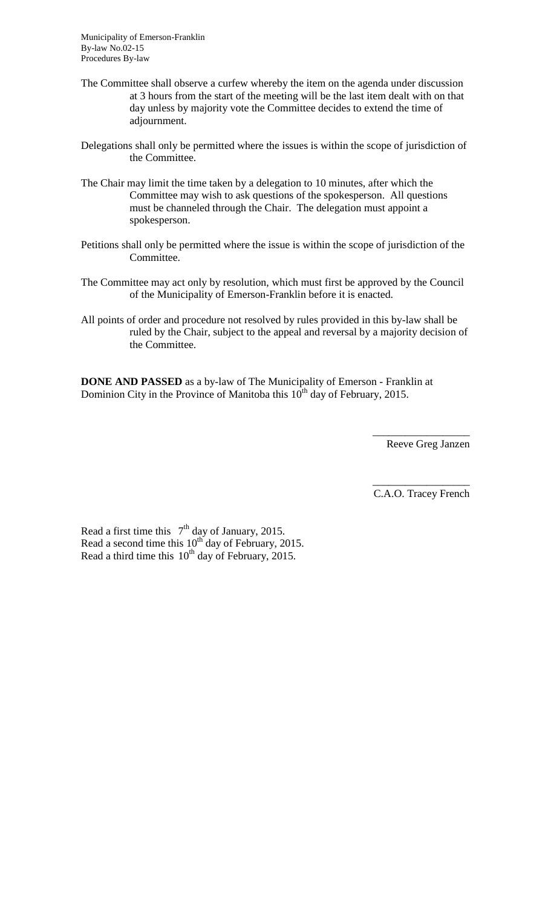The Committee shall observe a curfew whereby the item on the agenda under discussion at 3 hours from the start of the meeting will be the last item dealt with on that day unless by majority vote the Committee decides to extend the time of adjournment.

Delegations shall only be permitted where the issues is within the scope of jurisdiction of the Committee.

The Chair may limit the time taken by a delegation to 10 minutes, after which the Committee may wish to ask questions of the spokesperson. All questions must be channeled through the Chair. The delegation must appoint a spokesperson.

Petitions shall only be permitted where the issue is within the scope of jurisdiction of the Committee.

The Committee may act only by resolution, which must first be approved by the Council of the Municipality of Emerson-Franklin before it is enacted.

All points of order and procedure not resolved by rules provided in this by-law shall be ruled by the Chair, subject to the appeal and reversal by a majority decision of the Committee.

**DONE AND PASSED** as a by-law of The Municipality of Emerson - Franklin at Dominion City in the Province of Manitoba this 10th day of February, 2015.

\_\_\_\_\_\_\_\_\_\_\_\_\_\_\_\_\_\_
Reeve Greg Janzen

\_\_\_\_\_\_\_\_\_\_\_\_\_\_\_\_\_\_
C.A.O. Tracey French

Read a first time this 7th day of January, 2015.
Read a second time this 10th day of February, 2015.
Read a third time this 10th day of February, 2015.